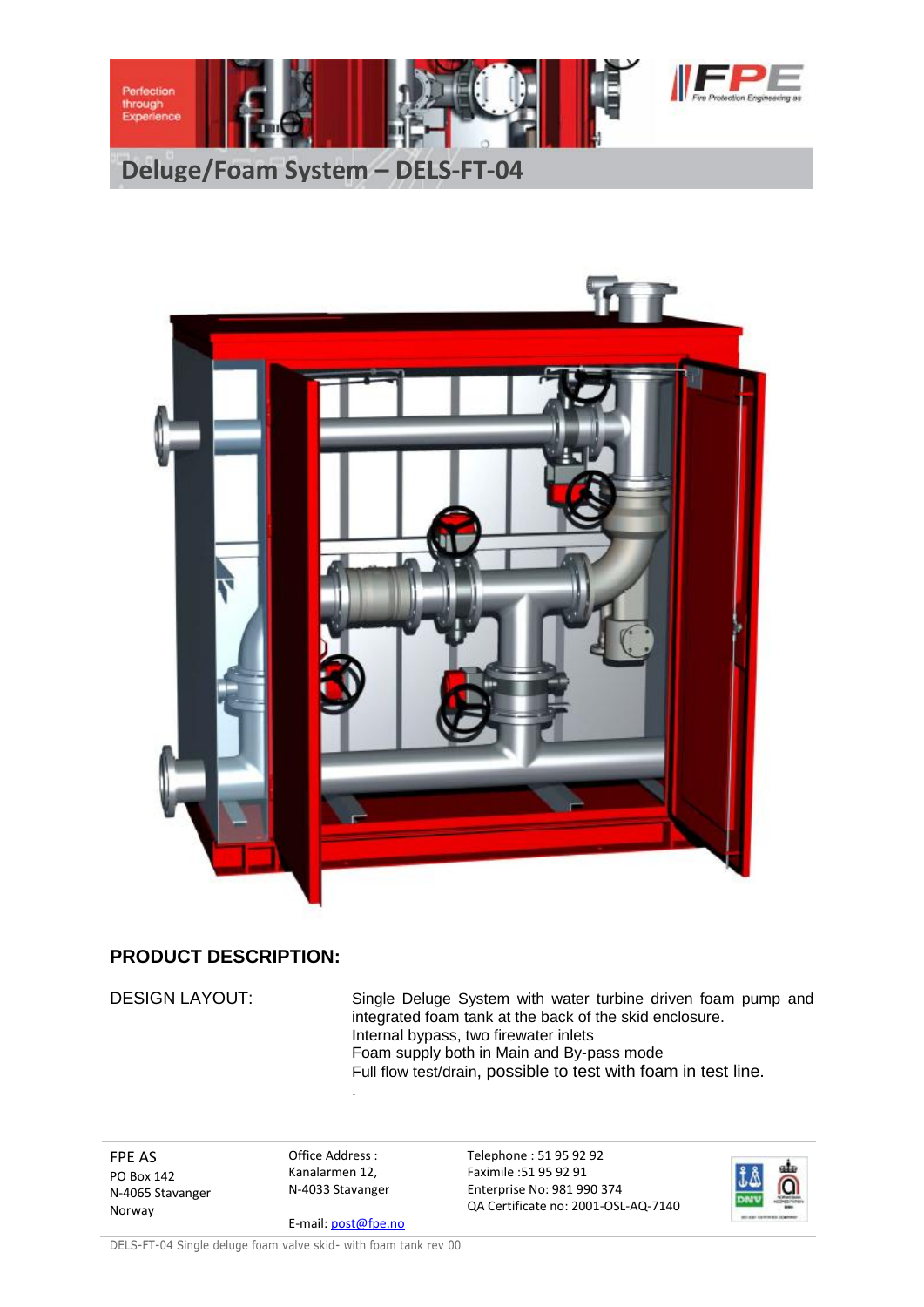# Deluge/Foam System – DELS-FT-04

## PRODUCT DESCRIPTION:

DESIGN LAYOUT:

Single Deluge System with water turbine driven foam pump and integrated foam tank at the back of the skid enclosure.
Internal bypass, two firewater inlets
Foam supply both in Main and By-pass mode
Full flow test/drain, possible to test with foam in test line.
.

FPE AS
PO Box 142
N-4065 Stavanger
Norway

Office Address :
Kanalarmen 12,
N-4033 Stavanger

E-mail: post@fpe.no

Telephone : 51 95 92 92
Faximile :51 95 92 91
Enterprise No: 981 990 374
QA Certificate no: 2001-OSL-AQ-7140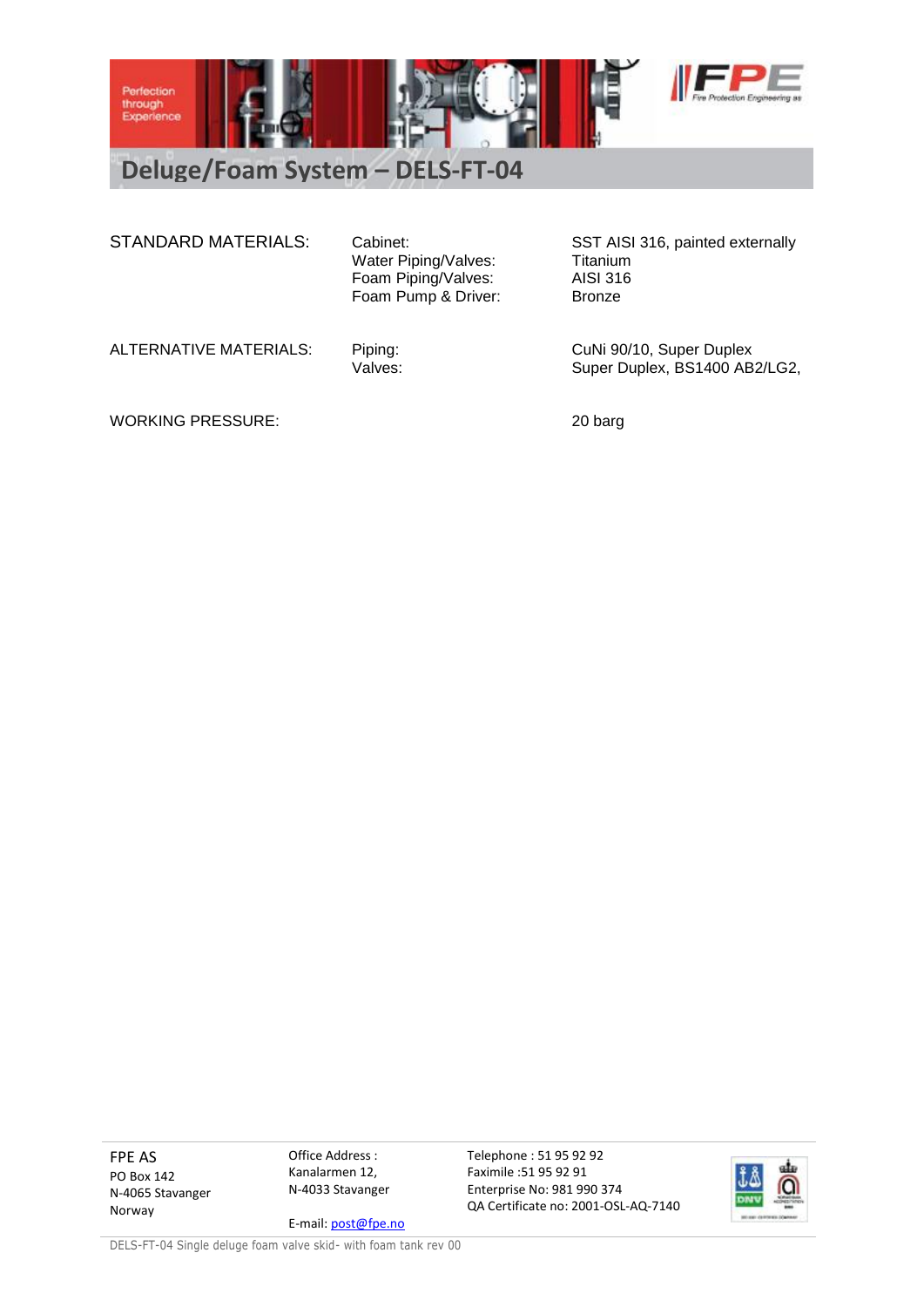# Deluge/Foam System – DELS-FT-04

| | | |
|---|---|---|
| STANDARD MATERIALS: | Cabinet: | SST AISI 316, painted externally |
| | Water Piping/Valves: | Titanium |
| | Foam Piping/Valves: | AISI 316 |
| | Foam Pump & Driver: | Bronze |
| ALTERNATIVE MATERIALS: | Piping: | CuNi 90/10, Super Duplex |
| | Valves: | Super Duplex, BS1400 AB2/LG2, |
| WORKING PRESSURE: | | 20 barg |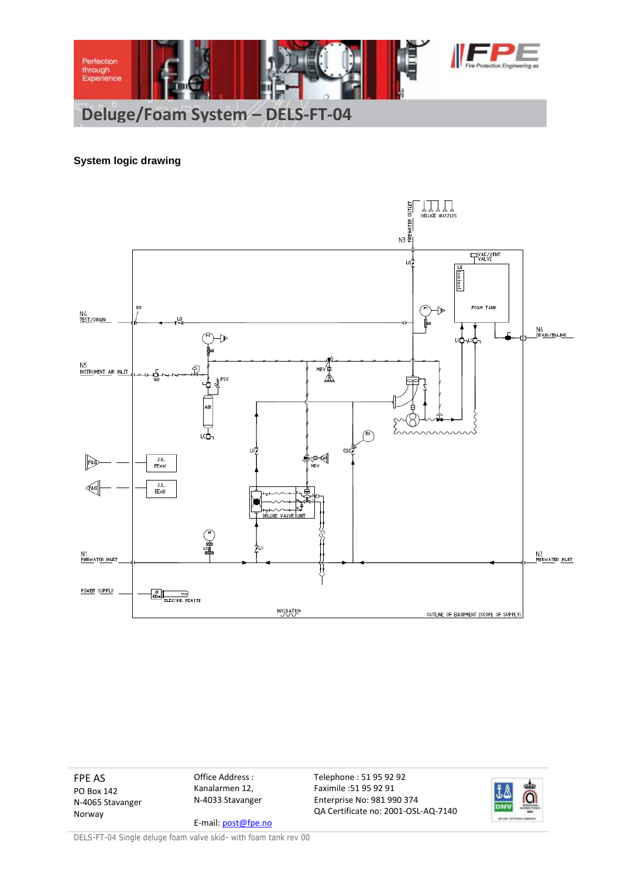# Deluge/Foam System – DELS-FT-04

### System logic drawing

DELUGE NOZZLES
N3 FIREWATER OUTLET
LO
VAC/VENT VALVE
LG
FOAM TANK
PT
RO
N4 TEST/DRAIN
LO
N6 DRAIN/FILLING
LC LC
PT
N5 INSTRUMENT AIR INLET
NO
PSV
MRV
AIR
LC
RO
LO
CSC
F&G
J.B. EExia
MRV
F&G
J.B. EExd
DELUGE VALVE UNIT
PI
LO
LO
N1 FIREWATER INLET
N2 FIREWATER INLET
POWER SUPPLY
J.B. EExe
ELECTRIC HEATER
INSULATION
OUTLINE OF EQUIPMENT (SCOPE OF SUPPLY)